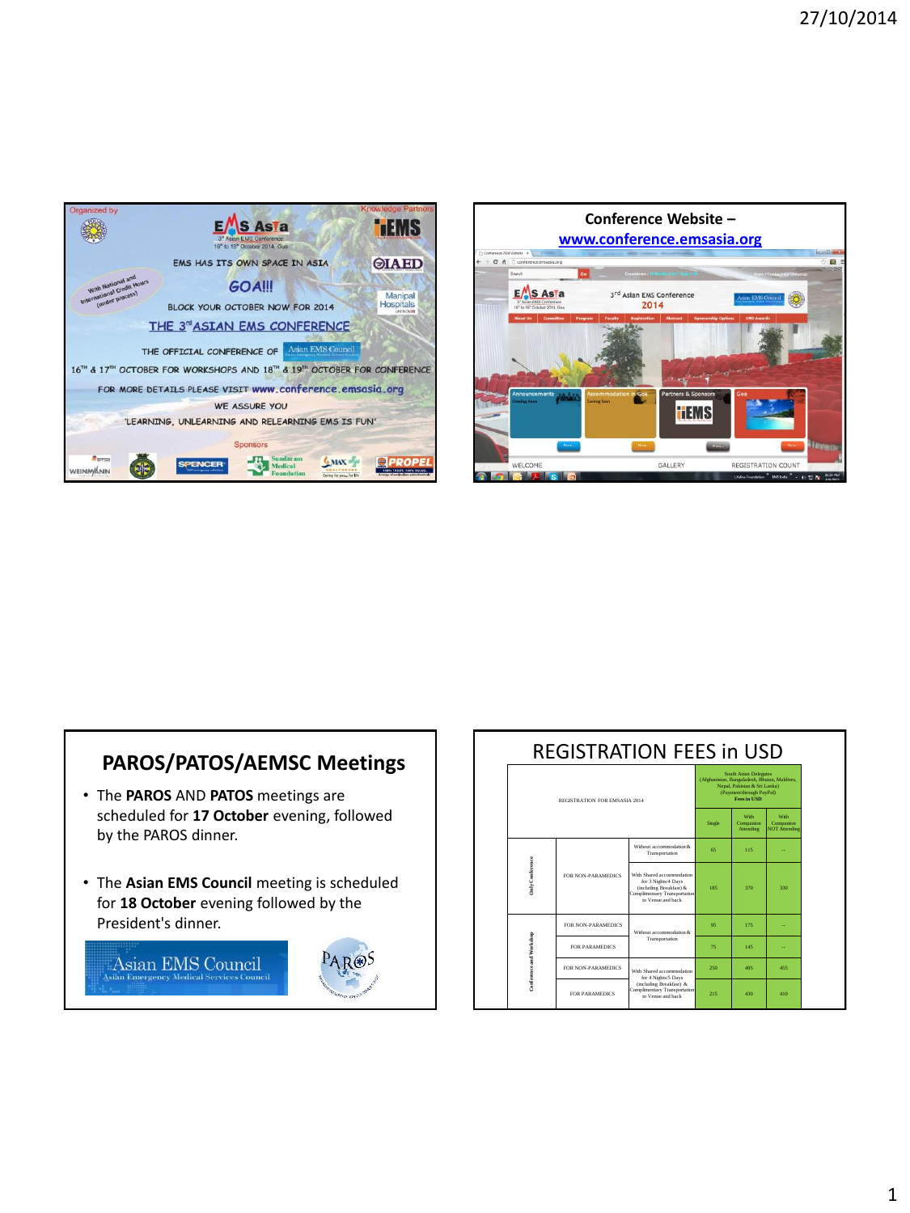Organized by

EMS Asia
3rd Asian EMS Conference
16th to 19th October 2014, Goa

Knowledge Partners

EMS HAS ITS OWN SPACE IN ASIA

GOA!!!

With National and International Credit Hours (under process)

BLOCK YOUR OCTOBER NOW FOR 2014

THE 3rd ASIAN EMS CONFERENCE

THE OFFICIAL CONFERENCE OF Asian EMS Council

16TH & 17TH OCTOBER FOR WORKSHOPS AND 18TH & 19TH OCTOBER FOR CONFERENCE

FOR MORE DETAILS PLEASE VISIT www.conference.emsasia.org

WE ASSURE YOU

'LEARNING, UNLEARNING AND RELEARNING EMS IS FUN'

Sponsors

## Conference Website – www.conference.emsasia.org

## PAROS/PATOS/AEMSC Meetings

- The **PAROS** AND **PATOS** meetings are scheduled for **17 October** evening, followed by the PAROS dinner.
- The **Asian EMS Council** meeting is scheduled for **18 October** evening followed by the President's dinner.

## REGISTRATION FEES in USD

| REGISTRATION FOR EMSASIA 2014 | | | South Asian Delegates (Afghanistan, Bangaladesh, Bhutan, Maldives, Nepal, Pakistan & Sri Lanka) (Payment through PayPal) **Fees in USD** | | |
|---|---|---|---|---|---|
| | | | Single | With Companion Attending | With Companion NOT Attending |
| Only Conference | FOR NON-PARAMEDICS | Without accommodation & Transportation | 65 | 115 | -- |
| | | With Shared accommodation for 3 Nights/4 Days (including Breakfast) & Complimentary Transportation to Venue and back | 185 | 370 | 330 |
| Conference and Workshop | FOR NON-PARAMEDICS | Without accommodation & Transportation | 95 | 175 | -- |
| | FOR PARAMEDICS | | 75 | 145 | -- |
| | FOR NON-PARAMEDICS | With Shared accommodation for 4 Nights/5 Days (including Breakfast) & Complimentary Transportation to Venue and back | 250 | 495 | 455 |
| | FOR PARAMEDICS | | 215 | 430 | 400 |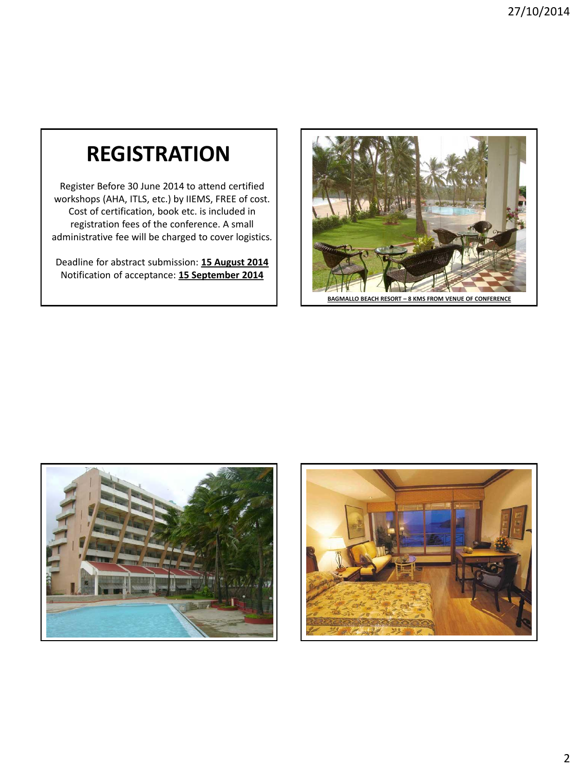# REGISTRATION

Register Before 30 June 2014 to attend certified workshops (AHA, ITLS, etc.) by IIEMS, FREE of cost. Cost of certification, book etc. is included in registration fees of the conference. A small administrative fee will be charged to cover logistics.

Deadline for abstract submission: **15 August 2014**
Notification of acceptance: **15 September 2014**

**BAGMALLO BEACH RESORT – 8 KMS FROM VENUE OF CONFERENCE**